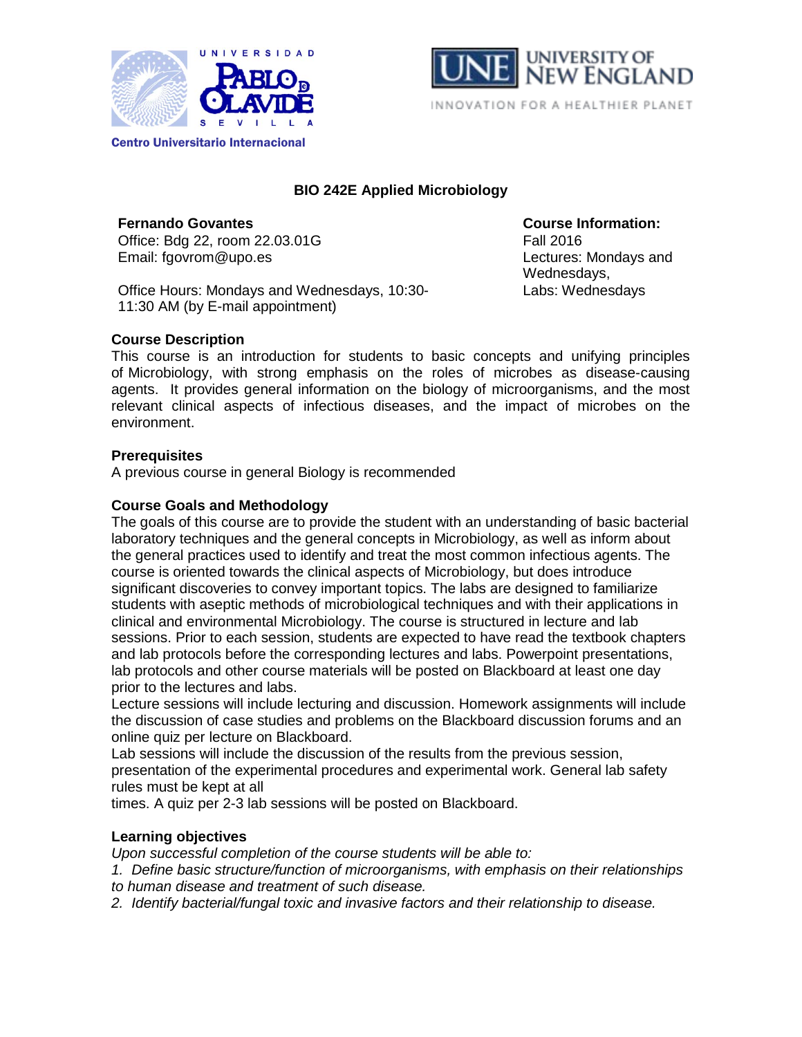UNIVERSIDAD PABLO DE OLAVIDE SEVILLA

Centro Universitario Internacional

UNIVERSITY OF NEW ENGLAND

INNOVATION FOR A HEALTHIER PLANET

# BIO 242E Applied Microbiology

**Fernando Govantes**
Office: Bdg 22, room 22.03.01G
Email: fgovrom@upo.es

Office Hours: Mondays and Wednesdays, 10:30-11:30 AM (by E-mail appointment)

**Course Information:**
Fall 2016
Lectures: Mondays and Wednesdays,
Labs: Wednesdays

## Course Description

This course is an introduction for students to basic concepts and unifying principles of Microbiology, with strong emphasis on the roles of microbes as disease-causing agents. It provides general information on the biology of microorganisms, and the most relevant clinical aspects of infectious diseases, and the impact of microbes on the environment.

## Prerequisites

A previous course in general Biology is recommended

## Course Goals and Methodology

The goals of this course are to provide the student with an understanding of basic bacterial laboratory techniques and the general concepts in Microbiology, as well as inform about the general practices used to identify and treat the most common infectious agents. The course is oriented towards the clinical aspects of Microbiology, but does introduce significant discoveries to convey important topics. The labs are designed to familiarize students with aseptic methods of microbiological techniques and with their applications in clinical and environmental Microbiology. The course is structured in lecture and lab sessions. Prior to each session, students are expected to have read the textbook chapters and lab protocols before the corresponding lectures and labs. Powerpoint presentations, lab protocols and other course materials will be posted on Blackboard at least one day prior to the lectures and labs.

Lecture sessions will include lecturing and discussion. Homework assignments will include the discussion of case studies and problems on the Blackboard discussion forums and an online quiz per lecture on Blackboard.

Lab sessions will include the discussion of the results from the previous session, presentation of the experimental procedures and experimental work. General lab safety rules must be kept at all times. A quiz per 2-3 lab sessions will be posted on Blackboard.

## Learning objectives

*Upon successful completion of the course students will be able to:*

1. *Define basic structure/function of microorganisms, with emphasis on their relationships to human disease and treatment of such disease.*
2. *Identify bacterial/fungal toxic and invasive factors and their relationship to disease.*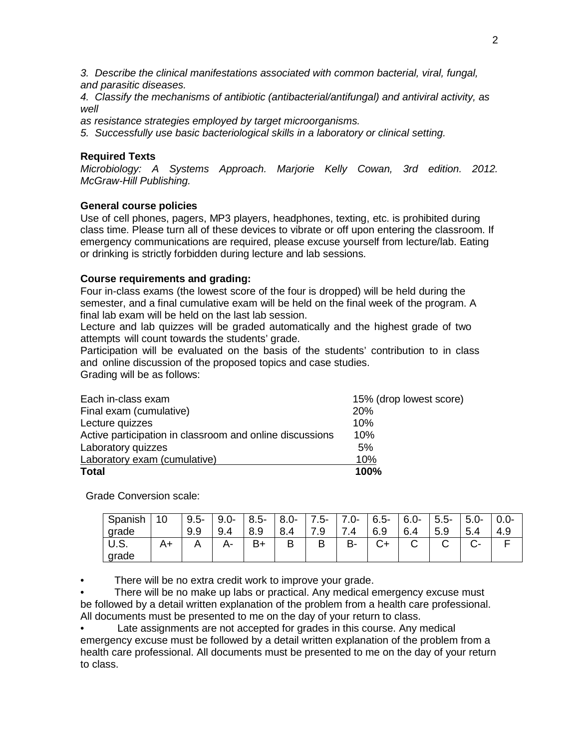*3. Describe the clinical manifestations associated with common bacterial, viral, fungal, and parasitic diseases.*

*4. Classify the mechanisms of antibiotic (antibacterial/antifungal) and antiviral activity, as well as resistance strategies employed by target microorganisms.*

*5. Successfully use basic bacteriological skills in a laboratory or clinical setting.*

**Required Texts**

*Microbiology: A Systems Approach. Marjorie Kelly Cowan, 3rd edition. 2012. McGraw-Hill Publishing.*

**General course policies**

Use of cell phones, pagers, MP3 players, headphones, texting, etc. is prohibited during class time. Please turn all of these devices to vibrate or off upon entering the classroom. If emergency communications are required, please excuse yourself from lecture/lab. Eating or drinking is strictly forbidden during lecture and lab sessions.

**Course requirements and grading:**

Four in-class exams (the lowest score of the four is dropped) will be held during the semester, and a final cumulative exam will be held on the final week of the program. A final lab exam will be held on the last lab session.

Lecture and lab quizzes will be graded automatically and the highest grade of two attempts will count towards the students' grade.

Participation will be evaluated on the basis of the students' contribution to in class and online discussion of the proposed topics and case studies.

Grading will be as follows:

| | |
|---|---|
| Each in-class exam | 15% (drop lowest score) |
| Final exam (cumulative) | 20% |
| Lecture quizzes | 10% |
| Active participation in classroom and online discussions | 10% |
| Laboratory quizzes | 5% |
| Laboratory exam (cumulative) | 10% |
| **Total** | **100%** |

Grade Conversion scale:

| Spanish grade | 10 | 9.5-9.9 | 9.0-9.4 | 8.5-8.9 | 8.0-8.4 | 7.5-7.9 | 7.0-7.4 | 6.5-6.9 | 6.0-6.4 | 5.5-5.9 | 5.0-5.4 | 0.0-4.9 |
|---|---|---|---|---|---|---|---|---|---|---|---|---|
| U.S. grade | A+ | A | A- | B+ | B | B | B- | C+ | C | C | C- | F |

- There will be no extra credit work to improve your grade.
- There will be no make up labs or practical. Any medical emergency excuse must be followed by a detail written explanation of the problem from a health care professional. All documents must be presented to me on the day of your return to class.
- Late assignments are not accepted for grades in this course. Any medical emergency excuse must be followed by a detail written explanation of the problem from a health care professional. All documents must be presented to me on the day of your return to class.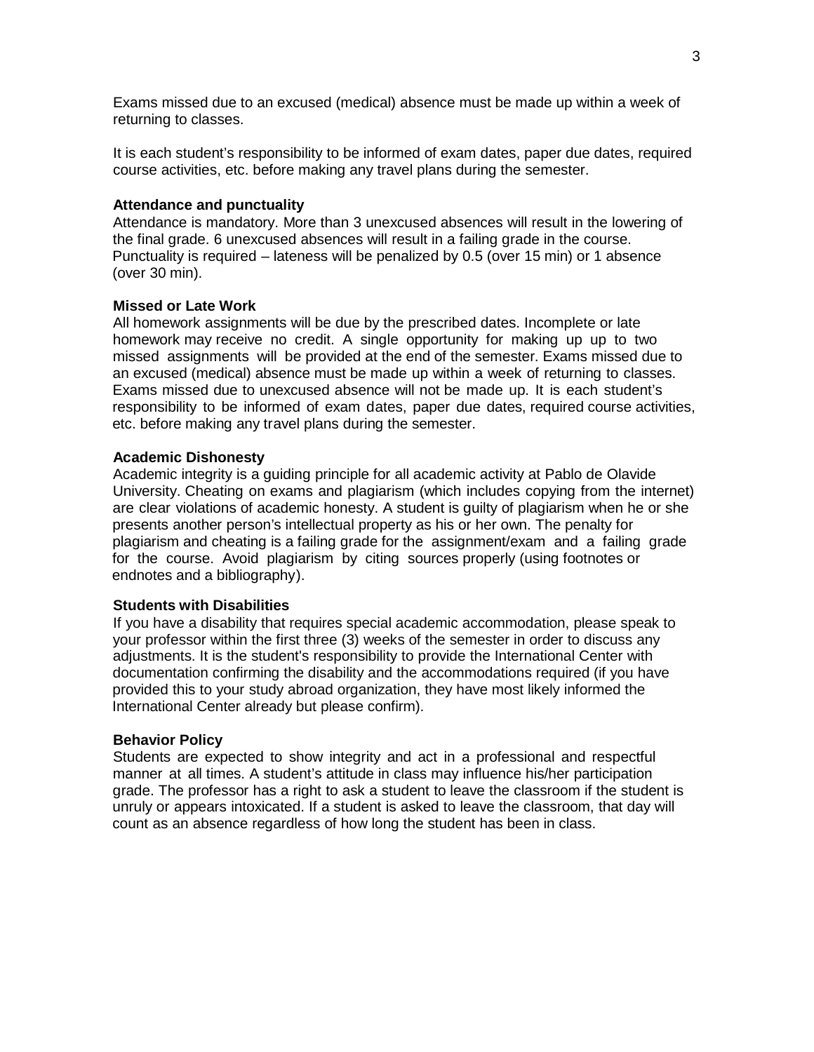Exams missed due to an excused (medical) absence must be made up within a week of returning to classes.

It is each student's responsibility to be informed of exam dates, paper due dates, required course activities, etc. before making any travel plans during the semester.

**Attendance and punctuality**

Attendance is mandatory. More than 3 unexcused absences will result in the lowering of the final grade. 6 unexcused absences will result in a failing grade in the course. Punctuality is required – lateness will be penalized by 0.5 (over 15 min) or 1 absence (over 30 min).

**Missed or Late Work**

All homework assignments will be due by the prescribed dates. Incomplete or late homework may receive no credit. A single opportunity for making up up to two missed assignments will be provided at the end of the semester. Exams missed due to an excused (medical) absence must be made up within a week of returning to classes. Exams missed due to unexcused absence will not be made up. It is each student's responsibility to be informed of exam dates, paper due dates, required course activities, etc. before making any travel plans during the semester.

**Academic Dishonesty**

Academic integrity is a guiding principle for all academic activity at Pablo de Olavide University. Cheating on exams and plagiarism (which includes copying from the internet) are clear violations of academic honesty. A student is guilty of plagiarism when he or she presents another person's intellectual property as his or her own. The penalty for plagiarism and cheating is a failing grade for the assignment/exam and a failing grade for the course. Avoid plagiarism by citing sources properly (using footnotes or endnotes and a bibliography).

**Students with Disabilities**

If you have a disability that requires special academic accommodation, please speak to your professor within the first three (3) weeks of the semester in order to discuss any adjustments. It is the student's responsibility to provide the International Center with documentation confirming the disability and the accommodations required (if you have provided this to your study abroad organization, they have most likely informed the International Center already but please confirm).

**Behavior Policy**

Students are expected to show integrity and act in a professional and respectful manner at all times. A student's attitude in class may influence his/her participation grade. The professor has a right to ask a student to leave the classroom if the student is unruly or appears intoxicated. If a student is asked to leave the classroom, that day will count as an absence regardless of how long the student has been in class.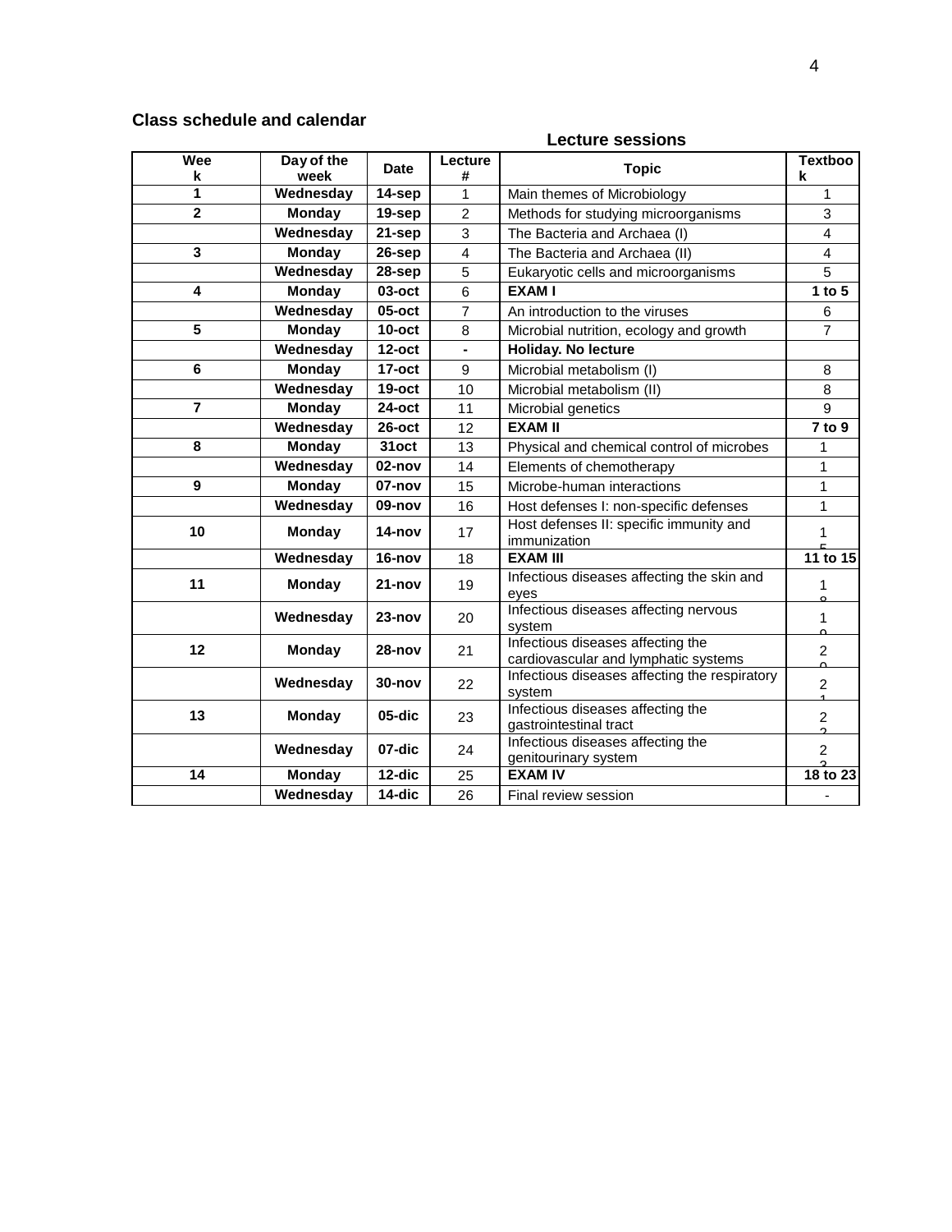## Class schedule and calendar

### Lecture sessions

| Week | Day of the week | Date | Lecture # | Topic | Textbook |
|---|---|---|---|---|---|
| 1 | Wednesday | 14-sep | 1 | Main themes of Microbiology | 1 |
| 2 | Monday | 19-sep | 2 | Methods for studying microorganisms | 3 |
| | Wednesday | 21-sep | 3 | The Bacteria and Archaea (I) | 4 |
| 3 | Monday | 26-sep | 4 | The Bacteria and Archaea (II) | 4 |
| | Wednesday | 28-sep | 5 | Eukaryotic cells and microorganisms | 5 |
| 4 | Monday | 03-oct | 6 | **EXAM I** | **1 to 5** |
| | Wednesday | 05-oct | 7 | An introduction to the viruses | 6 |
| 5 | Monday | 10-oct | 8 | Microbial nutrition, ecology and growth | 7 |
| | Wednesday | 12-oct | - | **Holiday. No lecture** | |
| 6 | Monday | 17-oct | 9 | Microbial metabolism (I) | 8 |
| | Wednesday | 19-oct | 10 | Microbial metabolism (II) | 8 |
| 7 | Monday | 24-oct | 11 | Microbial genetics | 9 |
| | Wednesday | 26-oct | 12 | **EXAM II** | **7 to 9** |
| 8 | Monday | 31oct | 13 | Physical and chemical control of microbes | 1 |
| | Wednesday | 02-nov | 14 | Elements of chemotherapy | 1 |
| 9 | Monday | 07-nov | 15 | Microbe-human interactions | 1 |
| | Wednesday | 09-nov | 16 | Host defenses I: non-specific defenses | 1 |
| 10 | Monday | 14-nov | 17 | Host defenses II: specific immunity and immunization | 15 |
| | Wednesday | 16-nov | 18 | **EXAM III** | **11 to 15** |
| 11 | Monday | 21-nov | 19 | Infectious diseases affecting the skin and eyes | 18 |
| | Wednesday | 23-nov | 20 | Infectious diseases affecting nervous system | 19 |
| 12 | Monday | 28-nov | 21 | Infectious diseases affecting the cardiovascular and lymphatic systems | 20 |
| | Wednesday | 30-nov | 22 | Infectious diseases affecting the respiratory system | 21 |
| 13 | Monday | 05-dic | 23 | Infectious diseases affecting the gastrointestinal tract | 22 |
| | Wednesday | 07-dic | 24 | Infectious diseases affecting the genitourinary system | 23 |
| 14 | Monday | 12-dic | 25 | **EXAM IV** | **18 to 23** |
| | Wednesday | 14-dic | 26 | Final review session | - |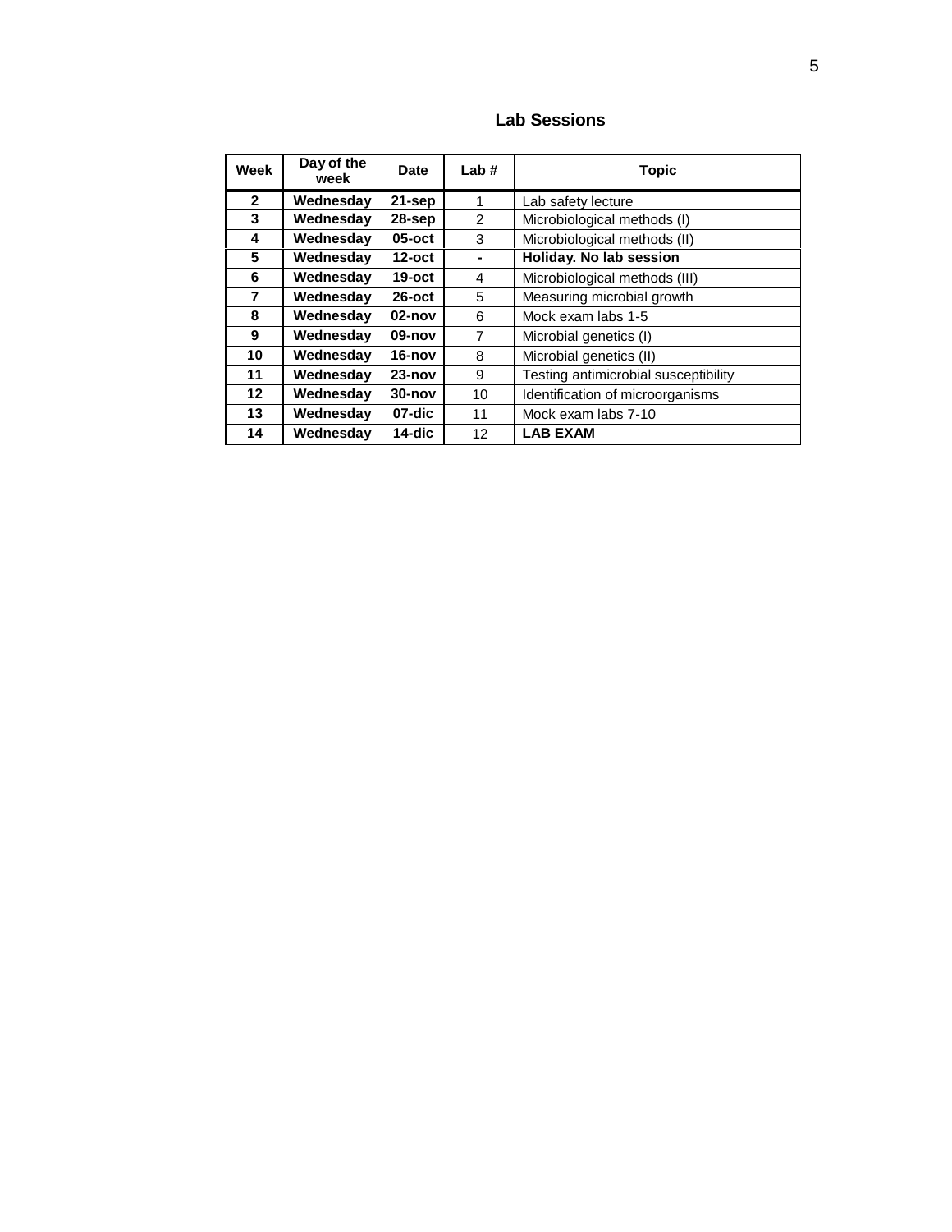## Lab Sessions

| Week | Day of the week | Date | Lab # | Topic |
|---|---|---|---|---|
| **2** | **Wednesday** | **21-sep** | 1 | Lab safety lecture |
| **3** | **Wednesday** | **28-sep** | 2 | Microbiological methods (I) |
| **4** | **Wednesday** | **05-oct** | 3 | Microbiological methods (II) |
| **5** | **Wednesday** | **12-oct** | **-** | **Holiday. No lab session** |
| **6** | **Wednesday** | **19-oct** | 4 | Microbiological methods (III) |
| **7** | **Wednesday** | **26-oct** | 5 | Measuring microbial growth |
| **8** | **Wednesday** | **02-nov** | 6 | Mock exam labs 1-5 |
| **9** | **Wednesday** | **09-nov** | 7 | Microbial genetics (I) |
| **10** | **Wednesday** | **16-nov** | 8 | Microbial genetics (II) |
| **11** | **Wednesday** | **23-nov** | 9 | Testing antimicrobial susceptibility |
| **12** | **Wednesday** | **30-nov** | 10 | Identification of microorganisms |
| **13** | **Wednesday** | **07-dic** | 11 | Mock exam labs 7-10 |
| **14** | **Wednesday** | **14-dic** | 12 | **LAB EXAM** |